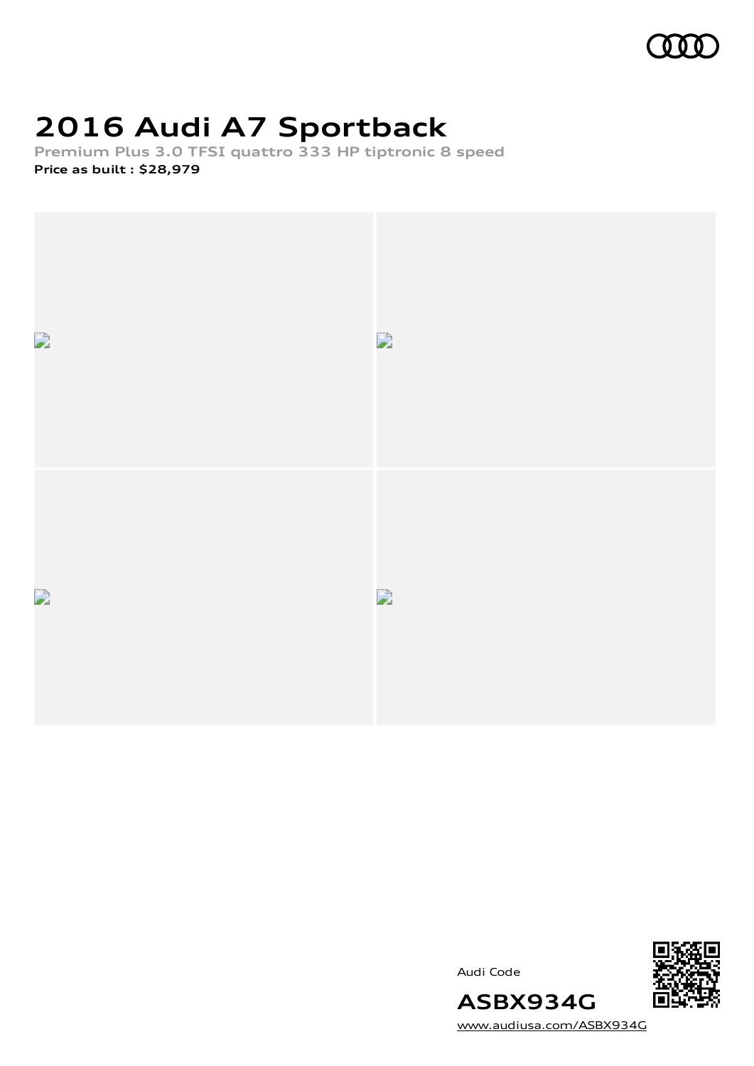# 2016 Audi A7 Sportback

**Premium Plus 3.0 TFSI quattro 333 HP tiptronic 8 speed**

**Price as built : $28,979**

Audi Code

**ASBX934G**

www.audiusa.com/ASBX934G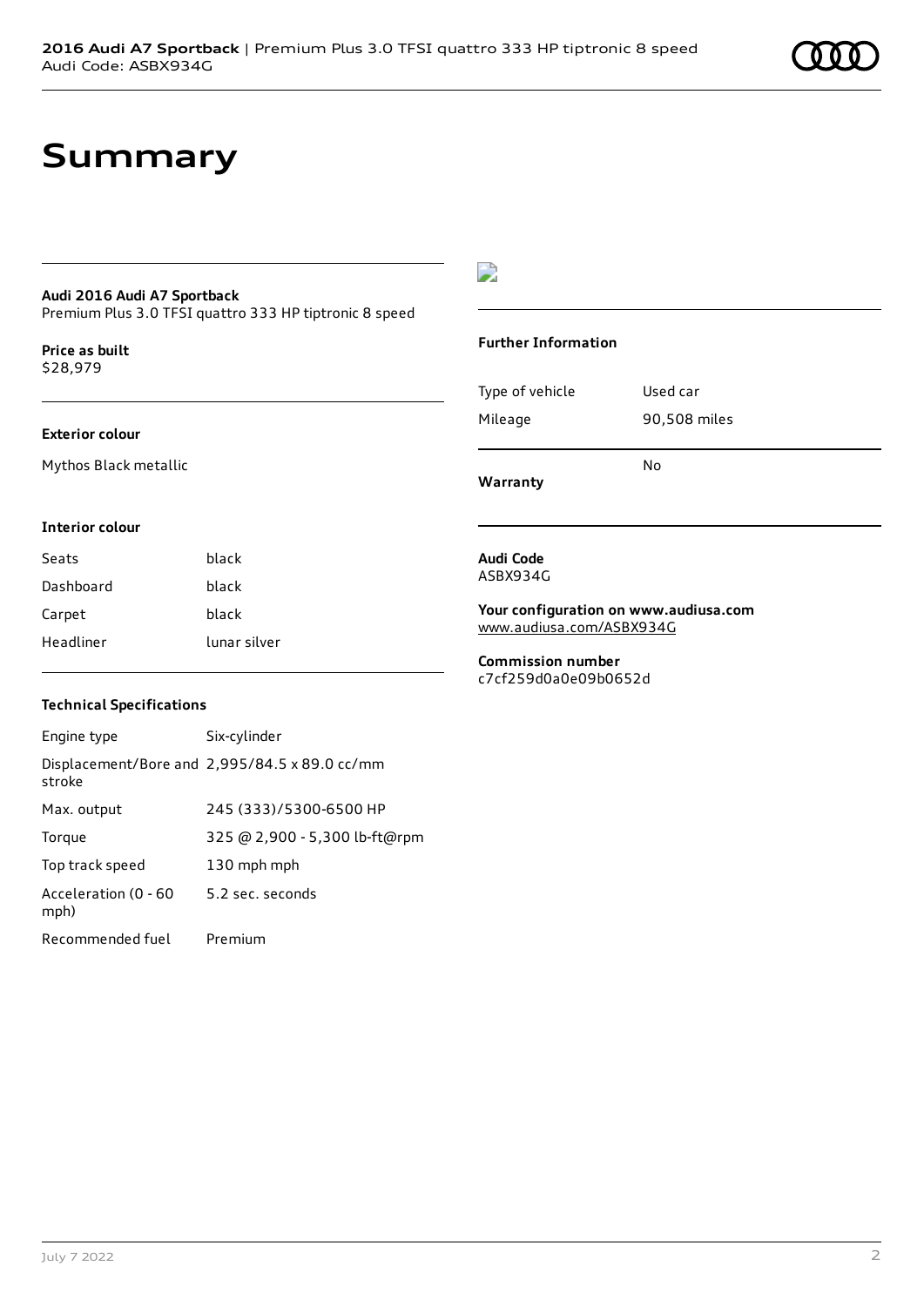# Summary

**Audi 2016 Audi A7 Sportback**
Premium Plus 3.0 TFSI quattro 333 HP tiptronic 8 speed

**Price as built**
$28,979

**Exterior colour**

Mythos Black metallic

**Interior colour**

| | |
|---|---|
| Seats | black |
| Dashboard | black |
| Carpet | black |
| Headliner | lunar silver |

**Technical Specifications**

| | |
|---|---|
| Engine type | Six-cylinder |
| Displacement/Bore and stroke | 2,995/84.5 x 89.0 cc/mm |
| Max. output | 245 (333)/5300-6500 HP |
| Torque | 325 @ 2,900 - 5,300 lb-ft@rpm |
| Top track speed | 130 mph mph |
| Acceleration (0 - 60 mph) | 5.2 sec. seconds |
| Recommended fuel | Premium |

**Further Information**

| | |
|---|---|
| Type of vehicle | Used car |
| Mileage | 90,508 miles |
| **Warranty** | No |

**Audi Code**
ASBX934G

**Your configuration on www.audiusa.com**
www.audiusa.com/ASBX934G

**Commission number**
c7cf259d0a0e09b0652d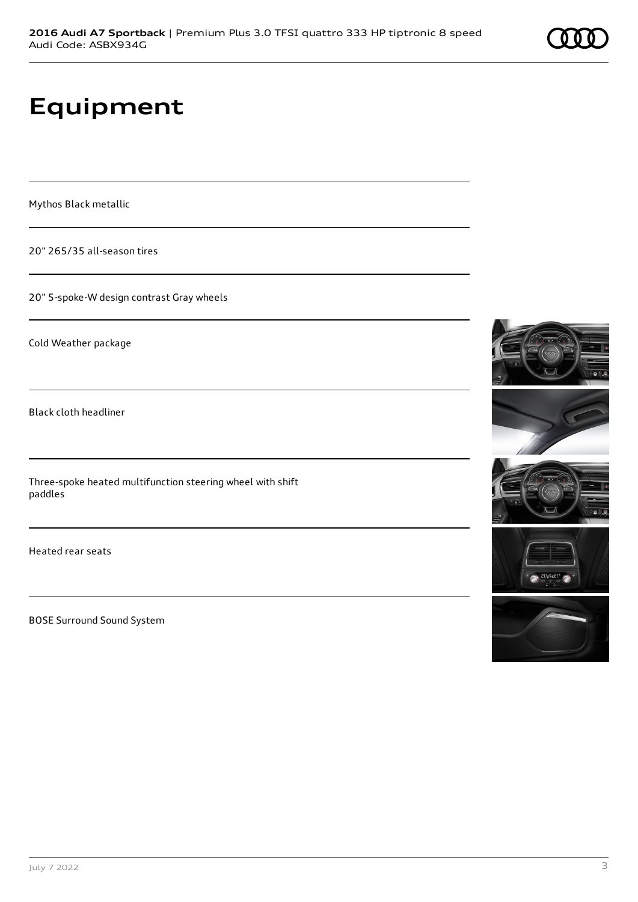# Equipment

Mythos Black metallic

20" 265/35 all-season tires

20" 5-spoke-W design contrast Gray wheels

Cold Weather package

Black cloth headliner

Three-spoke heated multifunction steering wheel with shift paddles

Heated rear seats

BOSE Surround Sound System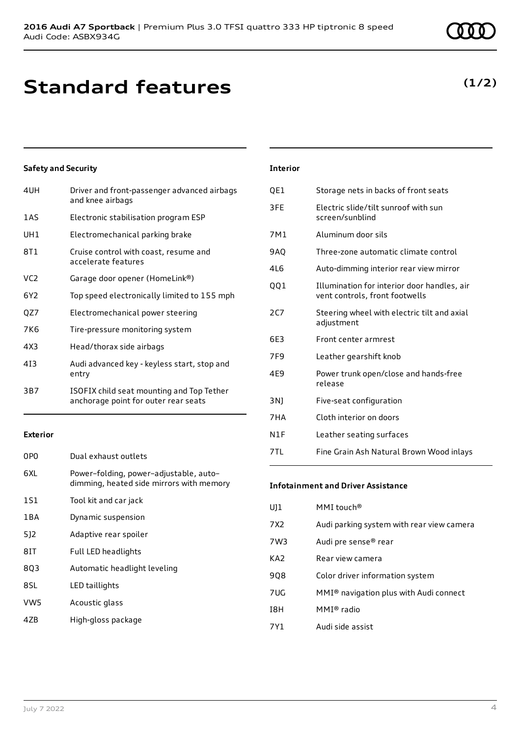# Standard features

**(1/2)**

### Safety and Security

| | |
|---|---|
| 4UH | Driver and front-passenger advanced airbags and knee airbags |
| 1AS | Electronic stabilisation program ESP |
| UH1 | Electromechanical parking brake |
| 8T1 | Cruise control with coast, resume and accelerate features |
| VC2 | Garage door opener (HomeLink®) |
| 6Y2 | Top speed electronically limited to 155 mph |
| QZ7 | Electromechanical power steering |
| 7K6 | Tire-pressure monitoring system |
| 4X3 | Head/thorax side airbags |
| 4I3 | Audi advanced key - keyless start, stop and entry |
| 3B7 | ISOFIX child seat mounting and Top Tether anchorage point for outer rear seats |

### Exterior

| | |
|---|---|
| 0P0 | Dual exhaust outlets |
| 6XL | Power–folding, power–adjustable, auto–dimming, heated side mirrors with memory |
| 1S1 | Tool kit and car jack |
| 1BA | Dynamic suspension |
| 5J2 | Adaptive rear spoiler |
| 8IT | Full LED headlights |
| 8Q3 | Automatic headlight leveling |
| 8SL | LED taillights |
| VW5 | Acoustic glass |
| 4ZB | High-gloss package |

### Interior

| | |
|---|---|
| QE1 | Storage nets in backs of front seats |
| 3FE | Electric slide/tilt sunroof with sun screen/sunblind |
| 7M1 | Aluminum door sils |
| 9AQ | Three-zone automatic climate control |
| 4L6 | Auto-dimming interior rear view mirror |
| QQ1 | Illumination for interior door handles, air vent controls, front footwells |
| 2C7 | Steering wheel with electric tilt and axial adjustment |
| 6E3 | Front center armrest |
| 7F9 | Leather gearshift knob |
| 4E9 | Power trunk open/close and hands-free release |
| 3NJ | Five-seat configuration |
| 7HA | Cloth interior on doors |
| N1F | Leather seating surfaces |
| 7TL | Fine Grain Ash Natural Brown Wood inlays |

### Infotainment and Driver Assistance

| | |
|---|---|
| UJ1 | MMI touch® |
| 7X2 | Audi parking system with rear view camera |
| 7W3 | Audi pre sense® rear |
| KA2 | Rear view camera |
| 9Q8 | Color driver information system |
| 7UG | MMI® navigation plus with Audi connect |
| I8H | MMI® radio |
| 7Y1 | Audi side assist |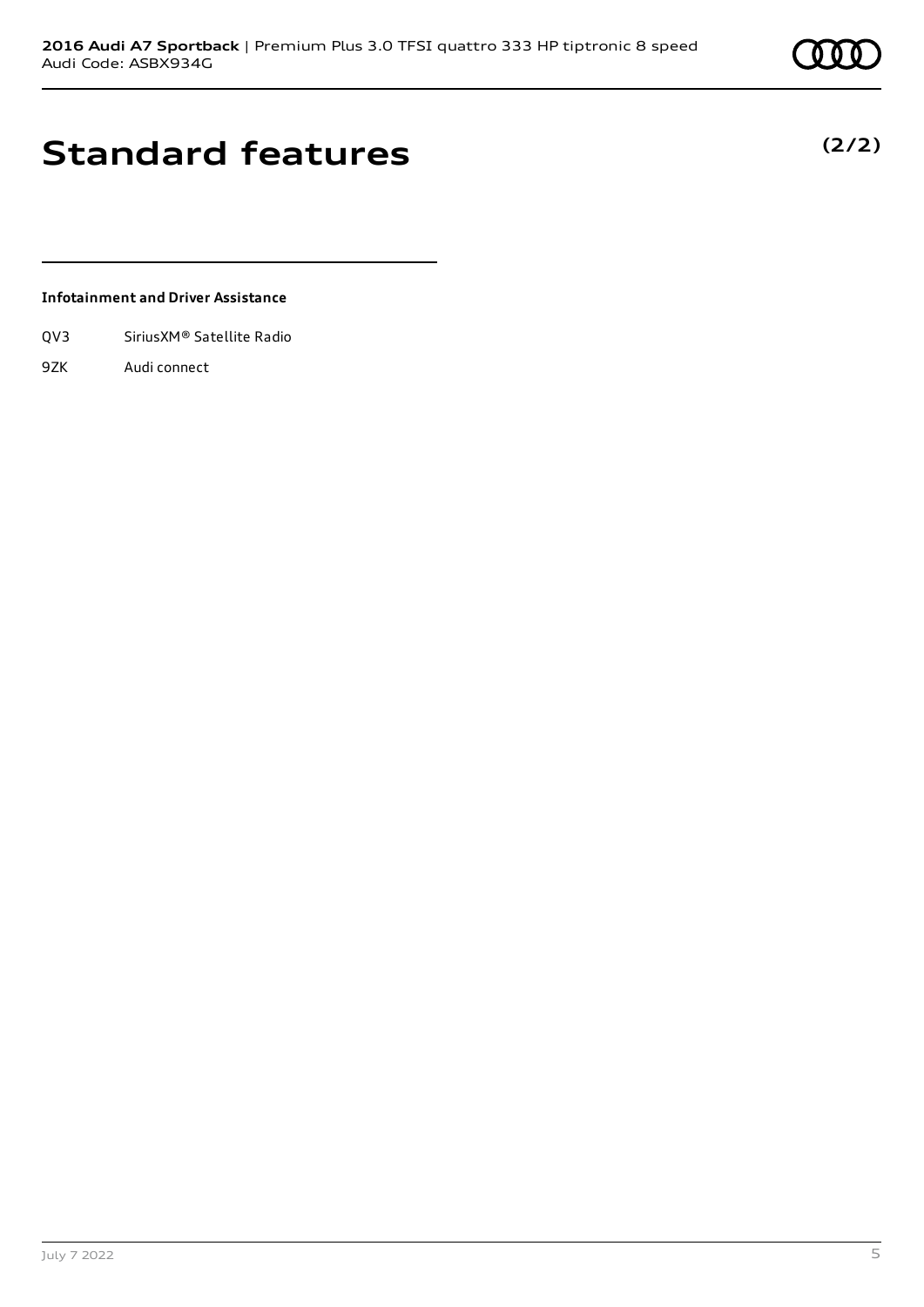# Standard features

**(2/2)**

**Infotainment and Driver Assistance**

| | |
|---|---|
| QV3 | SiriusXM® Satellite Radio |
| 9ZK | Audi connect |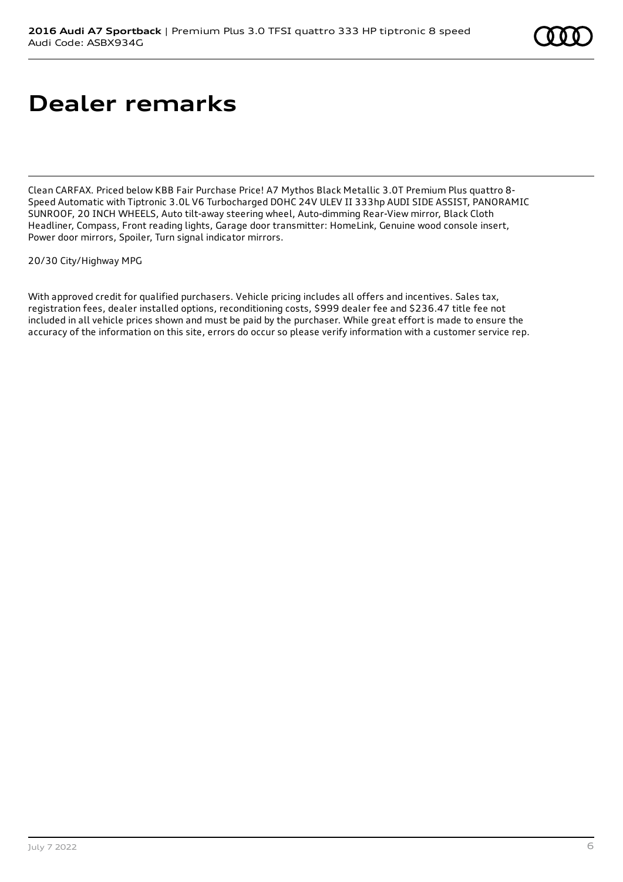# Dealer remarks

Clean CARFAX. Priced below KBB Fair Purchase Price! A7 Mythos Black Metallic 3.0T Premium Plus quattro 8-Speed Automatic with Tiptronic 3.0L V6 Turbocharged DOHC 24V ULEV II 333hp AUDI SIDE ASSIST, PANORAMIC SUNROOF, 20 INCH WHEELS, Auto tilt-away steering wheel, Auto-dimming Rear-View mirror, Black Cloth Headliner, Compass, Front reading lights, Garage door transmitter: HomeLink, Genuine wood console insert, Power door mirrors, Spoiler, Turn signal indicator mirrors.

20/30 City/Highway MPG

With approved credit for qualified purchasers. Vehicle pricing includes all offers and incentives. Sales tax, registration fees, dealer installed options, reconditioning costs, $999 dealer fee and $236.47 title fee not included in all vehicle prices shown and must be paid by the purchaser. While great effort is made to ensure the accuracy of the information on this site, errors do occur so please verify information with a customer service rep.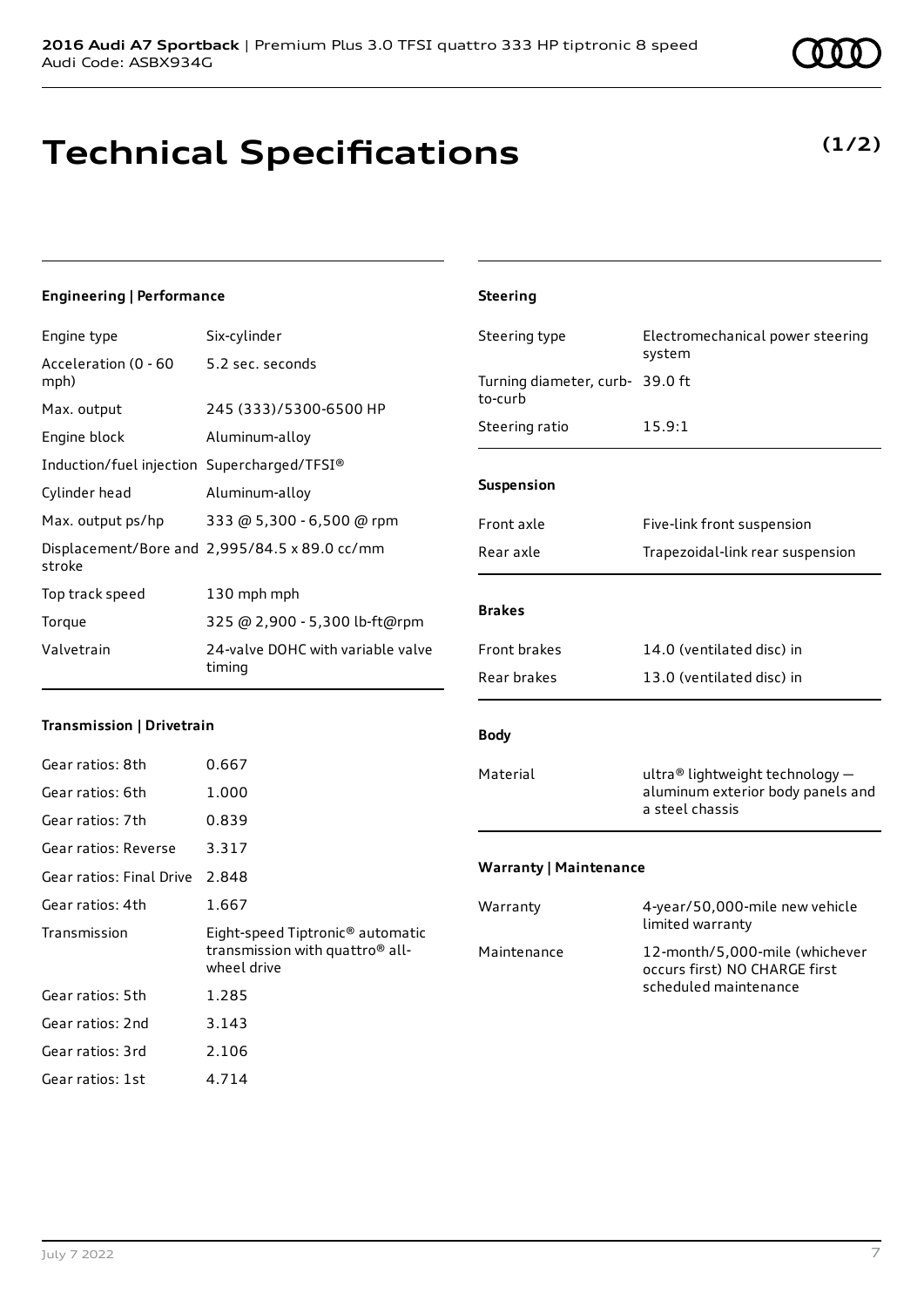**2016 Audi A7 Sportback** | Premium Plus 3.0 TFSI quattro 333 HP tiptronic 8 speed
Audi Code: ASBX934G

# Technical Specifications

**(1/2)**

### Engineering | Performance

| | |
|---|---|
| Engine type | Six-cylinder |
| Acceleration (0 - 60 mph) | 5.2 sec. seconds |
| Max. output | 245 (333)/5300-6500 HP |
| Engine block | Aluminum-alloy |
| Induction/fuel injection | Supercharged/TFSI® |
| Cylinder head | Aluminum-alloy |
| Max. output ps/hp | 333 @ 5,300 - 6,500 @ rpm |
| Displacement/Bore and stroke | 2,995/84.5 x 89.0 cc/mm |
| Top track speed | 130 mph mph |
| Torque | 325 @ 2,900 - 5,300 lb-ft@rpm |
| Valvetrain | 24-valve DOHC with variable valve timing |

### Transmission | Drivetrain

| | |
|---|---|
| Gear ratios: 8th | 0.667 |
| Gear ratios: 6th | 1.000 |
| Gear ratios: 7th | 0.839 |
| Gear ratios: Reverse | 3.317 |
| Gear ratios: Final Drive | 2.848 |
| Gear ratios: 4th | 1.667 |
| Transmission | Eight-speed Tiptronic® automatic transmission with quattro® all-wheel drive |
| Gear ratios: 5th | 1.285 |
| Gear ratios: 2nd | 3.143 |
| Gear ratios: 3rd | 2.106 |
| Gear ratios: 1st | 4.714 |

### Steering

| | |
|---|---|
| Steering type | Electromechanical power steering system |
| Turning diameter, curb-to-curb | 39.0 ft |
| Steering ratio | 15.9:1 |

### Suspension

| | |
|---|---|
| Front axle | Five-link front suspension |
| Rear axle | Trapezoidal-link rear suspension |

### Brakes

| | |
|---|---|
| Front brakes | 14.0 (ventilated disc) in |
| Rear brakes | 13.0 (ventilated disc) in |

### Body

| | |
|---|---|
| Material | ultra® lightweight technology — aluminum exterior body panels and a steel chassis |

### Warranty | Maintenance

| | |
|---|---|
| Warranty | 4-year/50,000-mile new vehicle limited warranty |
| Maintenance | 12-month/5,000-mile (whichever occurs first) NO CHARGE first scheduled maintenance |

July 7 2022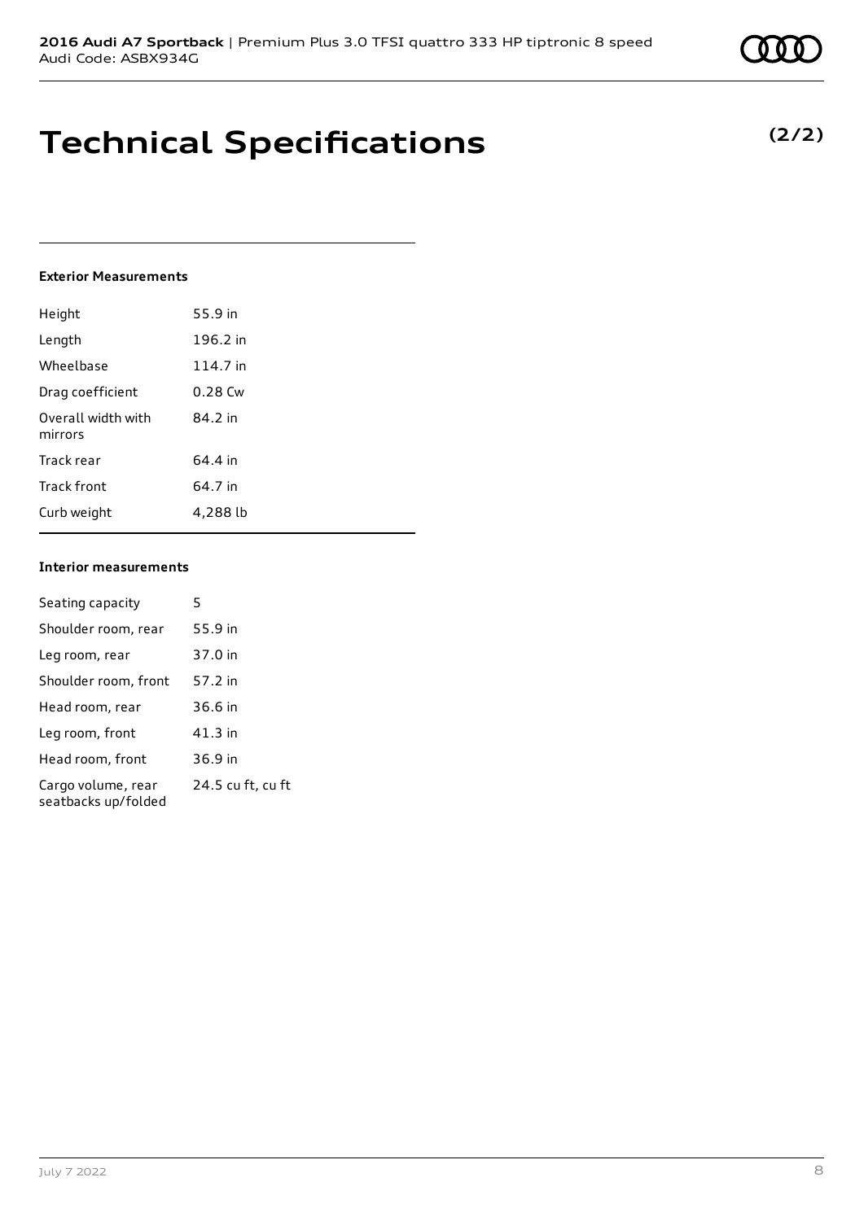# Technical Specifications

**(2/2)**

#### Exterior Measurements

| | |
|---|---|
| Height | 55.9 in |
| Length | 196.2 in |
| Wheelbase | 114.7 in |
| Drag coefficient | 0.28 Cw |
| Overall width with mirrors | 84.2 in |
| Track rear | 64.4 in |
| Track front | 64.7 in |
| Curb weight | 4,288 lb |

#### Interior measurements

| | |
|---|---|
| Seating capacity | 5 |
| Shoulder room, rear | 55.9 in |
| Leg room, rear | 37.0 in |
| Shoulder room, front | 57.2 in |
| Head room, rear | 36.6 in |
| Leg room, front | 41.3 in |
| Head room, front | 36.9 in |
| Cargo volume, rear seatbacks up/folded | 24.5 cu ft, cu ft |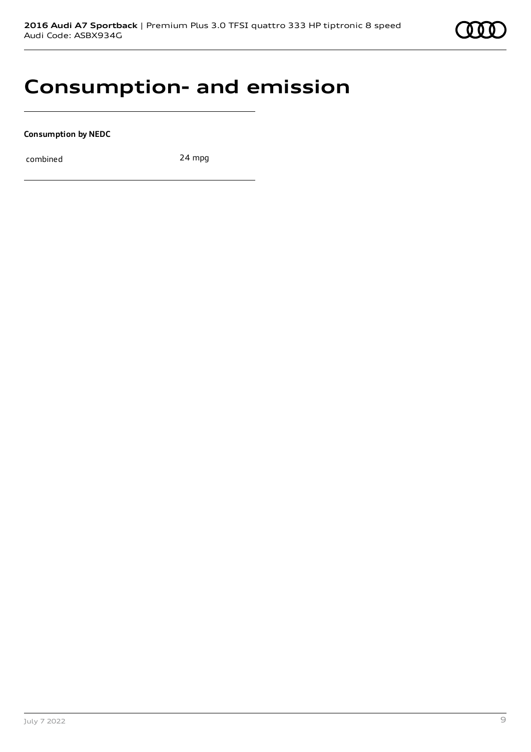# Consumption- and emission

**Consumption by NEDC**

| combined | 24 mpg |
|---|---|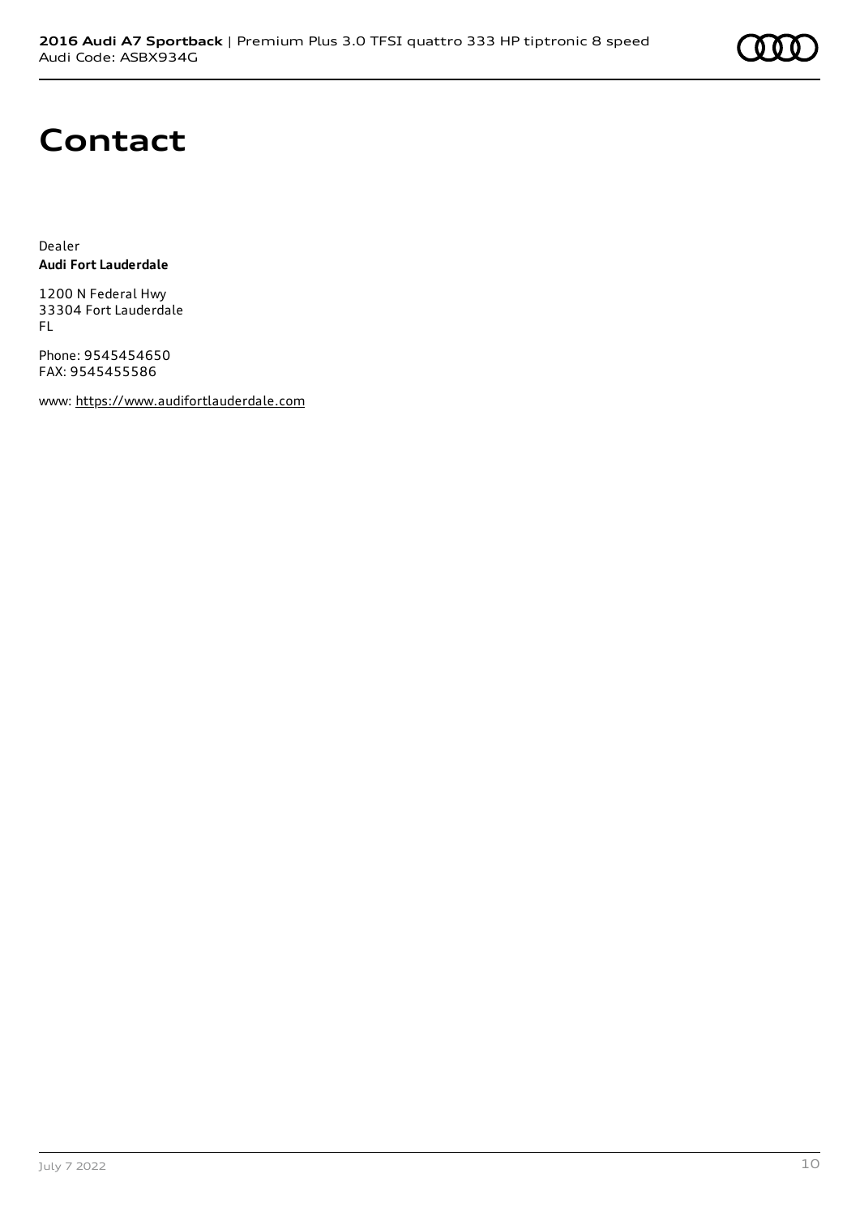# Contact

Dealer
**Audi Fort Lauderdale**

1200 N Federal Hwy
33304 Fort Lauderdale
FL

Phone: 9545454650
FAX: 9545455586

www: https://www.audifortlauderdale.com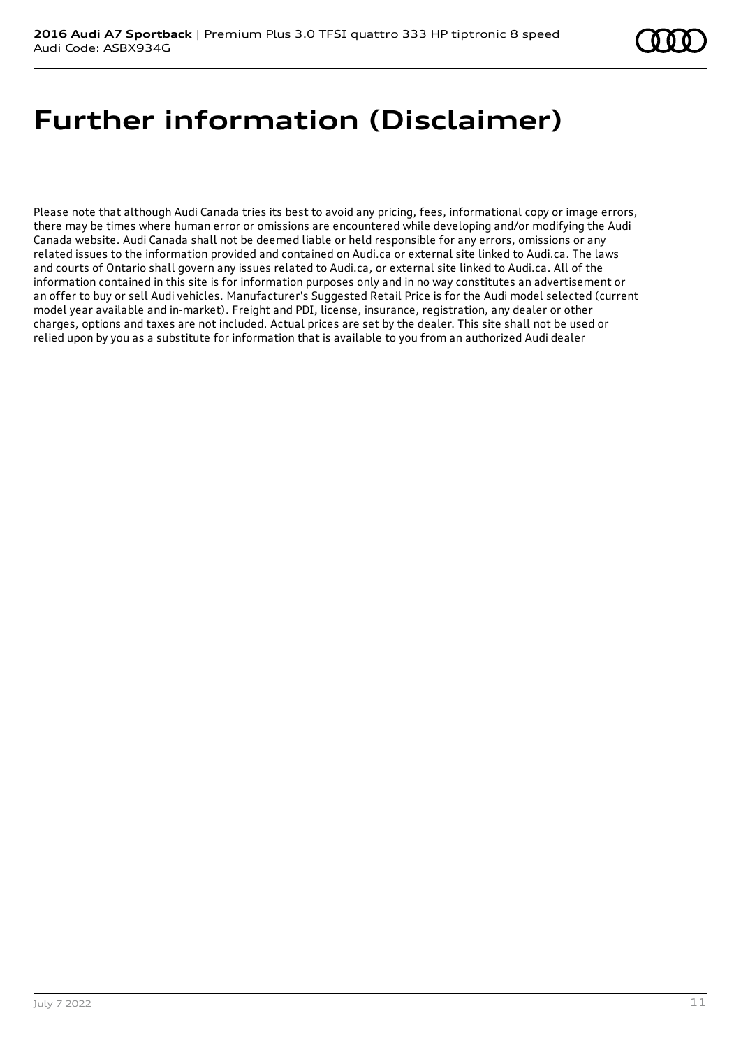# Further information (Disclaimer)

Please note that although Audi Canada tries its best to avoid any pricing, fees, informational copy or image errors, there may be times where human error or omissions are encountered while developing and/or modifying the Audi Canada website. Audi Canada shall not be deemed liable or held responsible for any errors, omissions or any related issues to the information provided and contained on Audi.ca or external site linked to Audi.ca. The laws and courts of Ontario shall govern any issues related to Audi.ca, or external site linked to Audi.ca. All of the information contained in this site is for information purposes only and in no way constitutes an advertisement or an offer to buy or sell Audi vehicles. Manufacturer's Suggested Retail Price is for the Audi model selected (current model year available and in-market). Freight and PDI, license, insurance, registration, any dealer or other charges, options and taxes are not included. Actual prices are set by the dealer. This site shall not be used or relied upon by you as a substitute for information that is available to you from an authorized Audi dealer